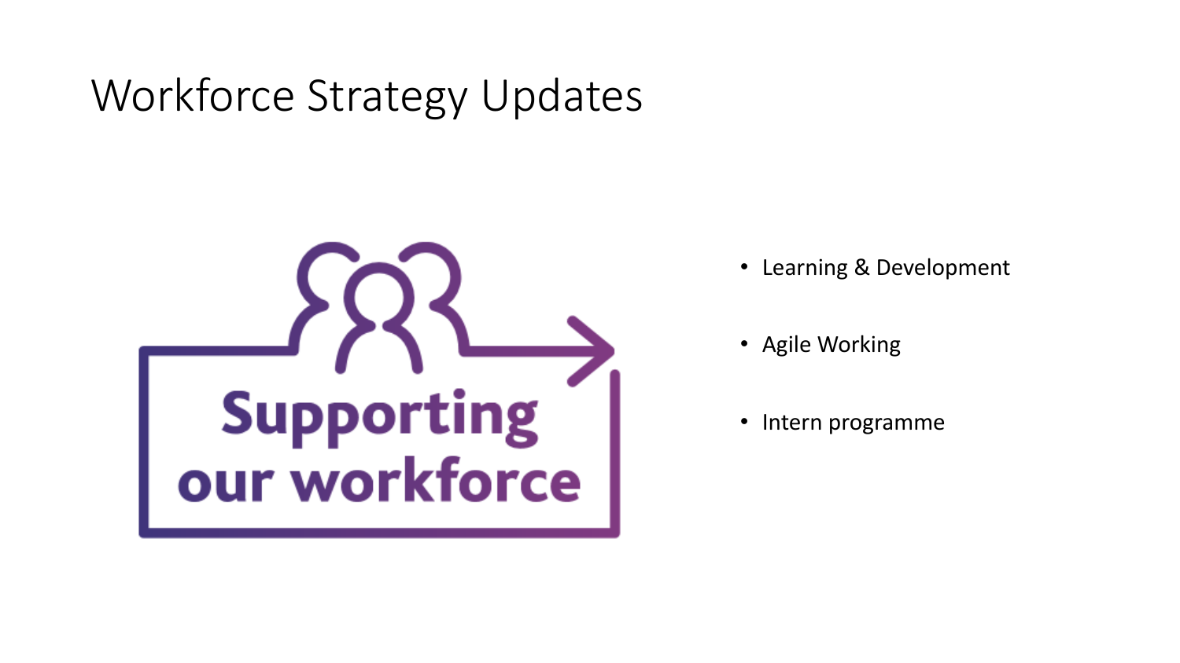# Workforce Strategy Updates

Supporting our workforce

- Learning & Development
- Agile Working
- Intern programme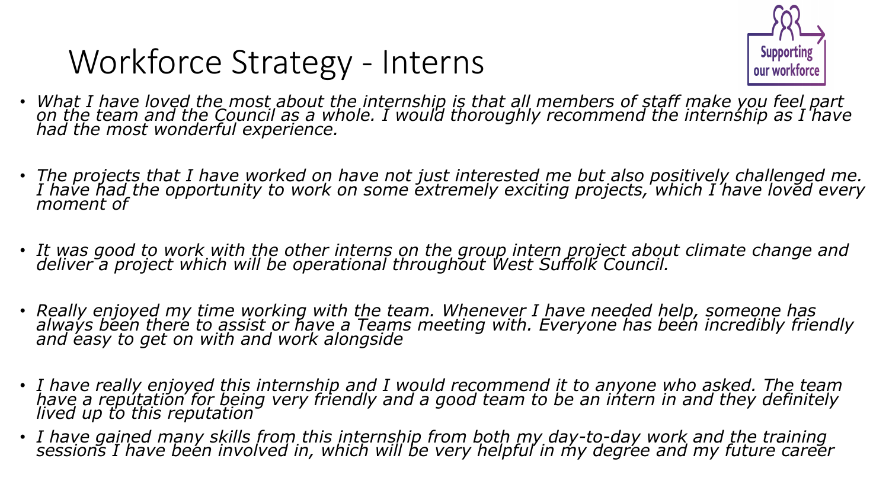# Workforce Strategy - Interns

Supporting our workforce

- *What I have loved the most about the internship is that all members of staff make you feel part on the team and the Council as a whole. I would thoroughly recommend the internship as I have had the most wonderful experience.*
- *The projects that I have worked on have not just interested me but also positively challenged me. I have had the opportunity to work on some extremely exciting projects, which I have loved every moment of*
- *It was good to work with the other interns on the group intern project about climate change and deliver a project which will be operational throughout West Suffolk Council.*
- *Really enjoyed my time working with the team. Whenever I have needed help, someone has always been there to assist or have a Teams meeting with. Everyone has been incredibly friendly and easy to get on with and work alongside*
- *I have really enjoyed this internship and I would recommend it to anyone who asked. The team have a reputation for being very friendly and a good team to be an intern in and they definitely lived up to this reputation*
- *I have gained many skills from this internship from both my day-to-day work and the training sessions I have been involved in, which will be very helpful in my degree and my future career*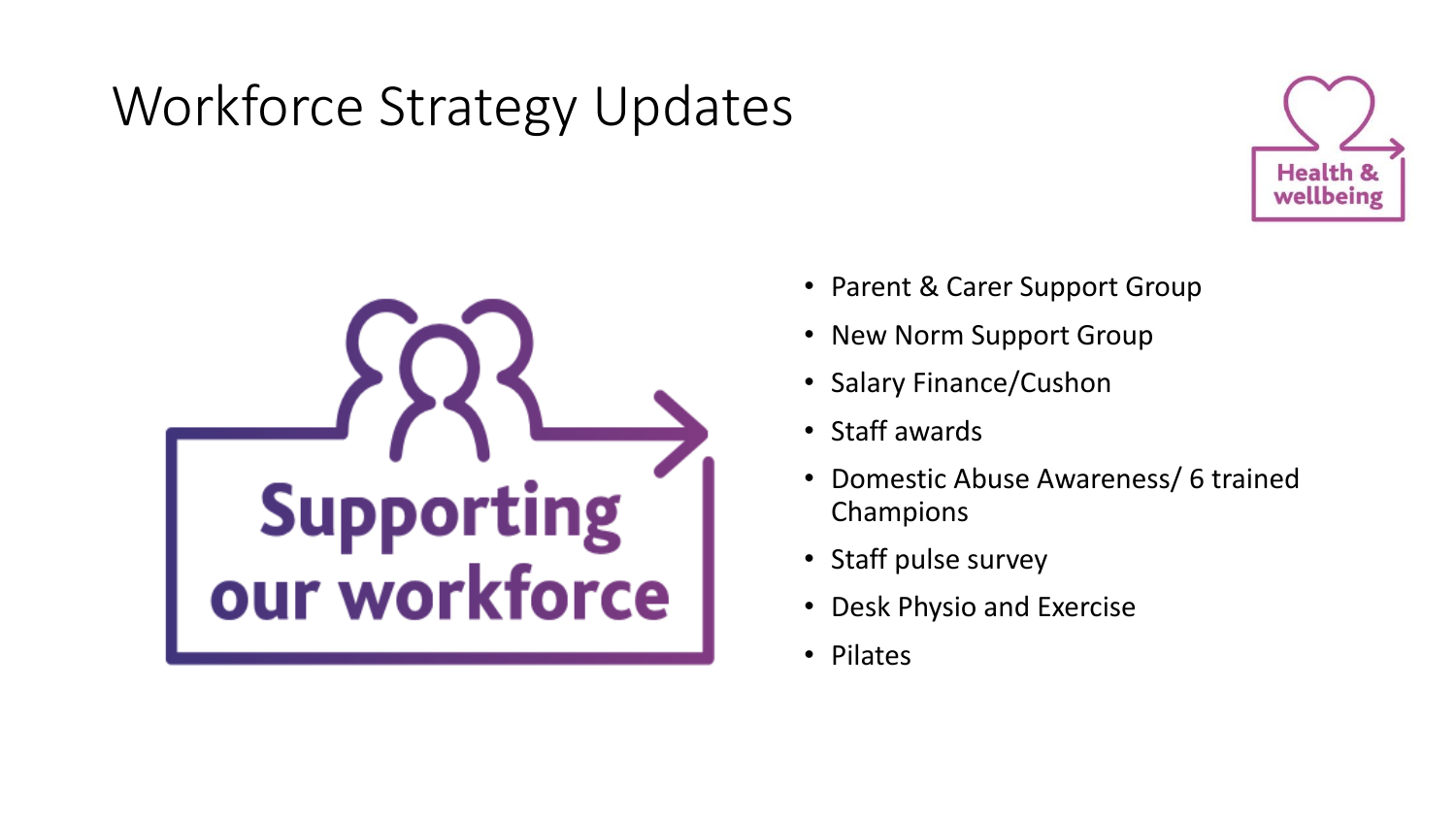# Workforce Strategy Updates

Health & wellbeing

Supporting our workforce

- Parent & Carer Support Group
- New Norm Support Group
- Salary Finance/Cushon
- Staff awards
- Domestic Abuse Awareness/ 6 trained Champions
- Staff pulse survey
- Desk Physio and Exercise
- Pilates